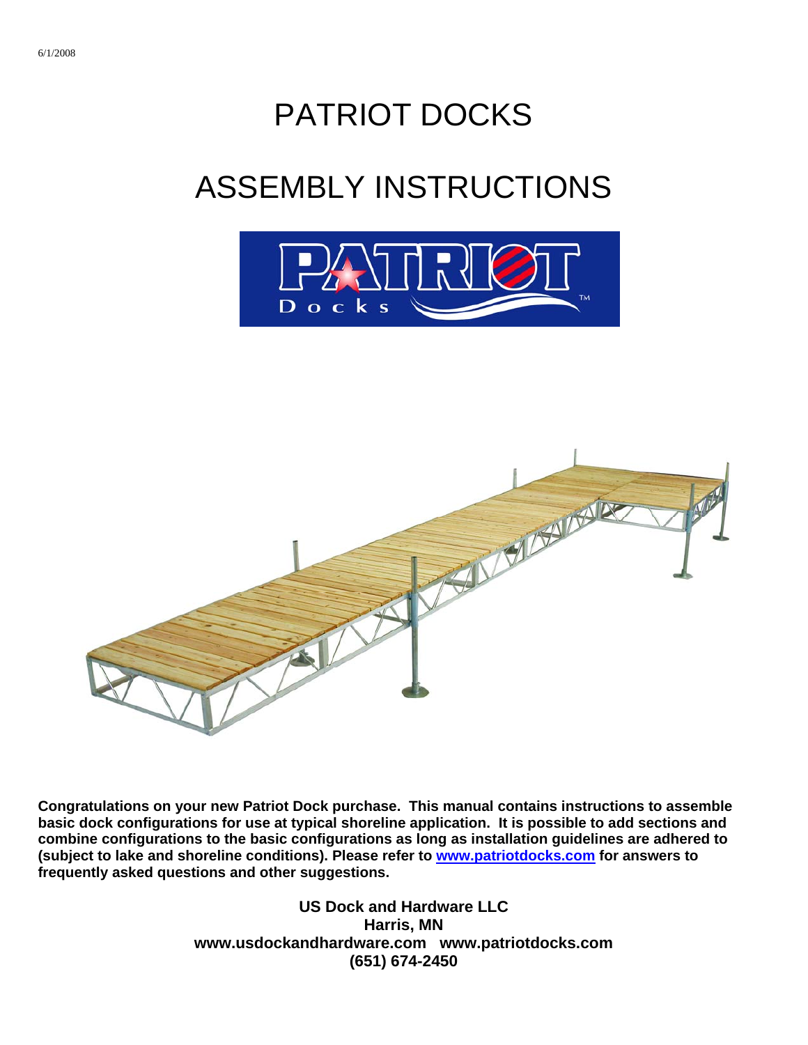6/1/2008

# PATRIOT DOCKS

# ASSEMBLY INSTRUCTIONS

**Congratulations on your new Patriot Dock purchase. This manual contains instructions to assemble basic dock configurations for use at typical shoreline application. It is possible to add sections and combine configurations to the basic configurations as long as installation guidelines are adhered to (subject to lake and shoreline conditions). Please refer to [www.patriotdocks.com](http://www.patriotdocks.com) for answers to frequently asked questions and other suggestions.**

**US Dock and Hardware LLC**
**Harris, MN**
**www.usdockandhardware.com www.patriotdocks.com**
**(651) 674-2450**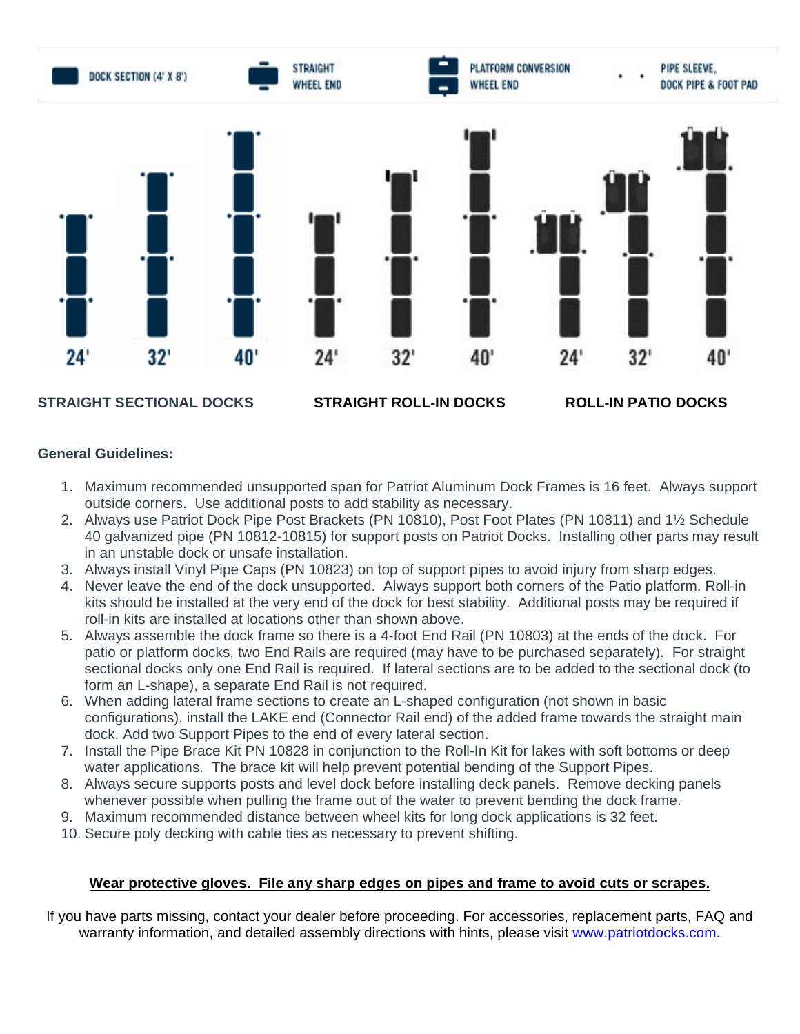DOCK SECTION (4' X 8') | STRAIGHT WHEEL END | PLATFORM CONVERSION WHEEL END | PIPE SLEEVE, DOCK PIPE & FOOT PAD

24' 32' 40' 24' 32' 40' 24' 32' 40'

**STRAIGHT SECTIONAL DOCKS** **STRAIGHT ROLL-IN DOCKS** **ROLL-IN PATIO DOCKS**

**General Guidelines:**

1. Maximum recommended unsupported span for Patriot Aluminum Dock Frames is 16 feet. Always support outside corners. Use additional posts to add stability as necessary.
2. Always use Patriot Dock Pipe Post Brackets (PN 10810), Post Foot Plates (PN 10811) and 1½ Schedule 40 galvanized pipe (PN 10812-10815) for support posts on Patriot Docks. Installing other parts may result in an unstable dock or unsafe installation.
3. Always install Vinyl Pipe Caps (PN 10823) on top of support pipes to avoid injury from sharp edges.
4. Never leave the end of the dock unsupported. Always support both corners of the Patio platform. Roll-in kits should be installed at the very end of the dock for best stability. Additional posts may be required if roll-in kits are installed at locations other than shown above.
5. Always assemble the dock frame so there is a 4-foot End Rail (PN 10803) at the ends of the dock. For patio or platform docks, two End Rails are required (may have to be purchased separately). For straight sectional docks only one End Rail is required. If lateral sections are to be added to the sectional dock (to form an L-shape), a separate End Rail is not required.
6. When adding lateral frame sections to create an L-shaped configuration (not shown in basic configurations), install the LAKE end (Connector Rail end) of the added frame towards the straight main dock. Add two Support Pipes to the end of every lateral section.
7. Install the Pipe Brace Kit PN 10828 in conjunction to the Roll-In Kit for lakes with soft bottoms or deep water applications. The brace kit will help prevent potential bending of the Support Pipes.
8. Always secure supports posts and level dock before installing deck panels. Remove decking panels whenever possible when pulling the frame out of the water to prevent bending the dock frame.
9. Maximum recommended distance between wheel kits for long dock applications is 32 feet.
10. Secure poly decking with cable ties as necessary to prevent shifting.

**Wear protective gloves. File any sharp edges on pipes and frame to avoid cuts or scrapes.**

If you have parts missing, contact your dealer before proceeding. For accessories, replacement parts, FAQ and warranty information, and detailed assembly directions with hints, please visit www.patriotdocks.com.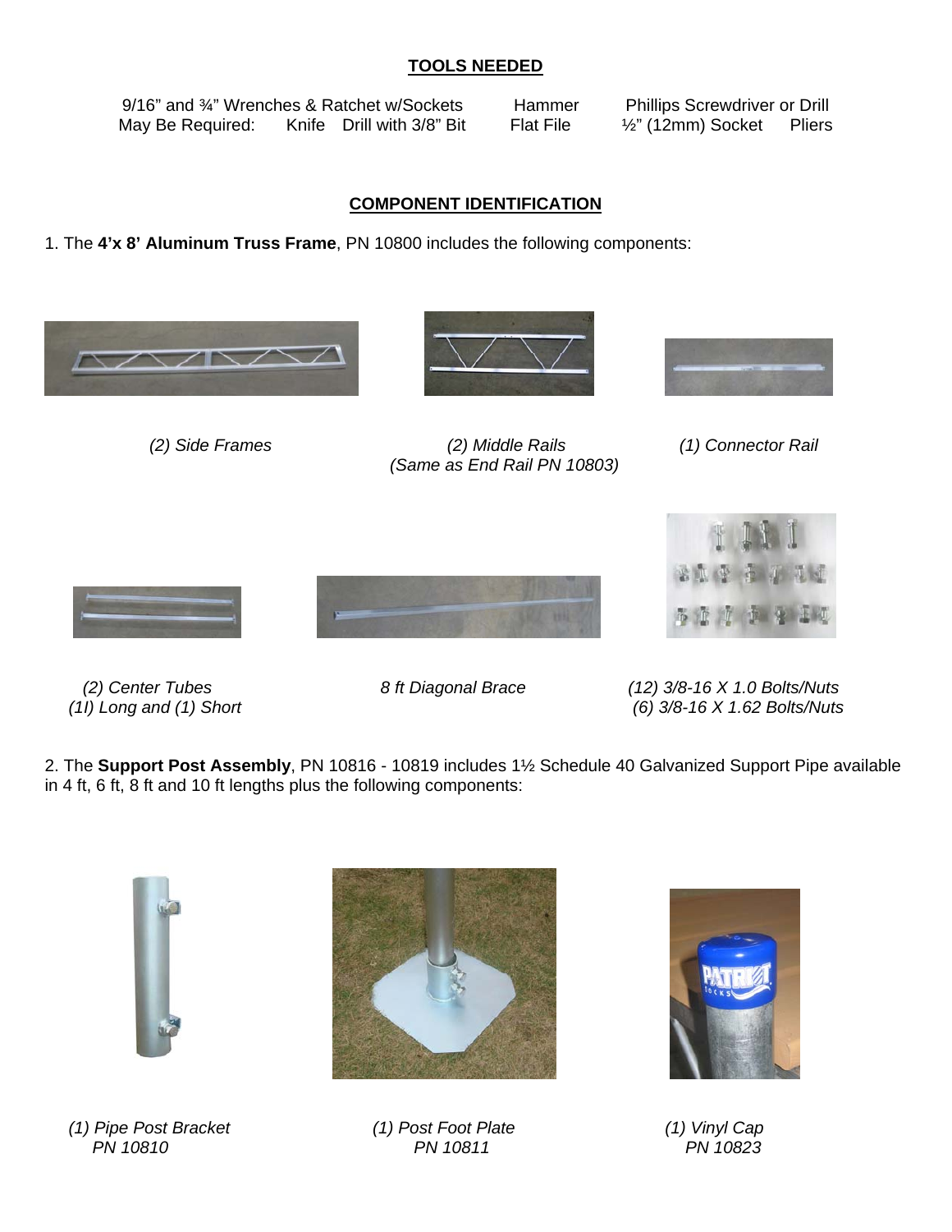## TOOLS NEEDED

9/16" and ¾" Wrenches & Ratchet w/Sockets Hammer Phillips Screwdriver or Drill
May Be Required: Knife Drill with 3/8" Bit Flat File ½" (12mm) Socket Pliers

## COMPONENT IDENTIFICATION

1. The **4'x 8' Aluminum Truss Frame**, PN 10800 includes the following components:

*(2) Side Frames*

*(2) Middle Rails*
*(Same as End Rail PN 10803)*

*(1) Connector Rail*

*(2) Center Tubes*
*(1l) Long and (1) Short*

*8 ft Diagonal Brace*

*(12) 3/8-16 X 1.0 Bolts/Nuts*
*(6) 3/8-16 X 1.62 Bolts/Nuts*

2. The **Support Post Assembly**, PN 10816 - 10819 includes 1½ Schedule 40 Galvanized Support Pipe available in 4 ft, 6 ft, 8 ft and 10 ft lengths plus the following components:

*(1) Pipe Post Bracket*
*PN 10810*

*(1) Post Foot Plate*
*PN 10811*

*(1) Vinyl Cap*
*PN 10823*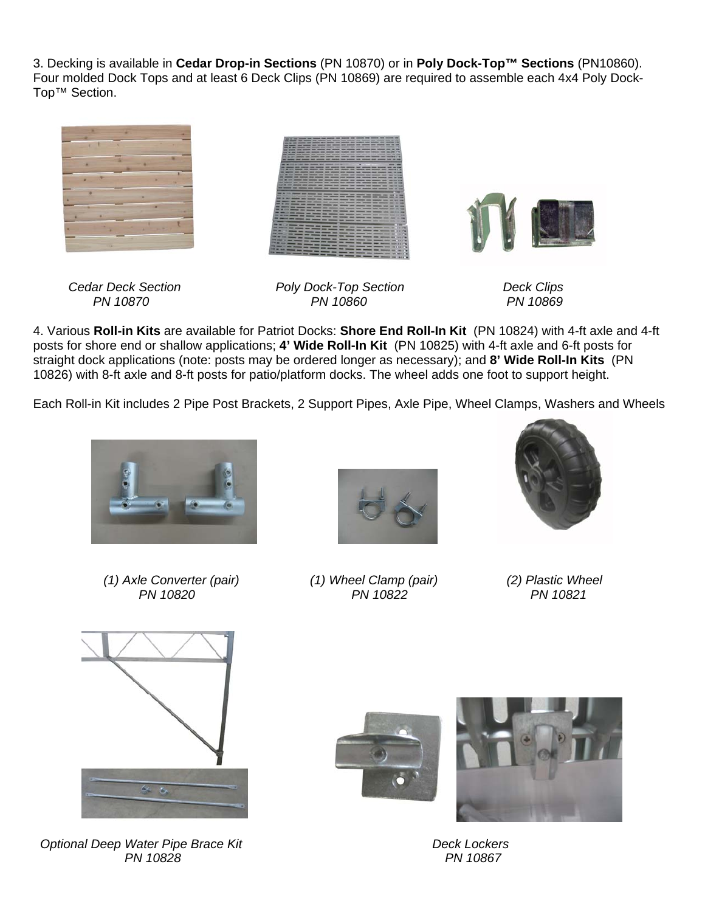3. Decking is available in **Cedar Drop-in Sections** (PN 10870) or in **Poly Dock-Top™ Sections** (PN10860). Four molded Dock Tops and at least 6 Deck Clips (PN 10869) are required to assemble each 4x4 Poly Dock-Top™ Section.

*Cedar Deck Section*
*PN 10870*

*Poly Dock-Top Section*
*PN 10860*

*Deck Clips*
*PN 10869*

4. Various **Roll-in Kits** are available for Patriot Docks: **Shore End Roll-In Kit** (PN 10824) with 4-ft axle and 4-ft posts for shore end or shallow applications; **4' Wide Roll-In Kit** (PN 10825) with 4-ft axle and 6-ft posts for straight dock applications (note: posts may be ordered longer as necessary); and **8' Wide Roll-In Kits** (PN 10826) with 8-ft axle and 8-ft posts for patio/platform docks. The wheel adds one foot to support height.

Each Roll-in Kit includes 2 Pipe Post Brackets, 2 Support Pipes, Axle Pipe, Wheel Clamps, Washers and Wheels

*(1) Axle Converter (pair)*
*PN 10820*

*(1) Wheel Clamp (pair)*
*PN 10822*

*(2) Plastic Wheel*
*PN 10821*

*Optional Deep Water Pipe Brace Kit*
*PN 10828*

*Deck Lockers*
*PN 10867*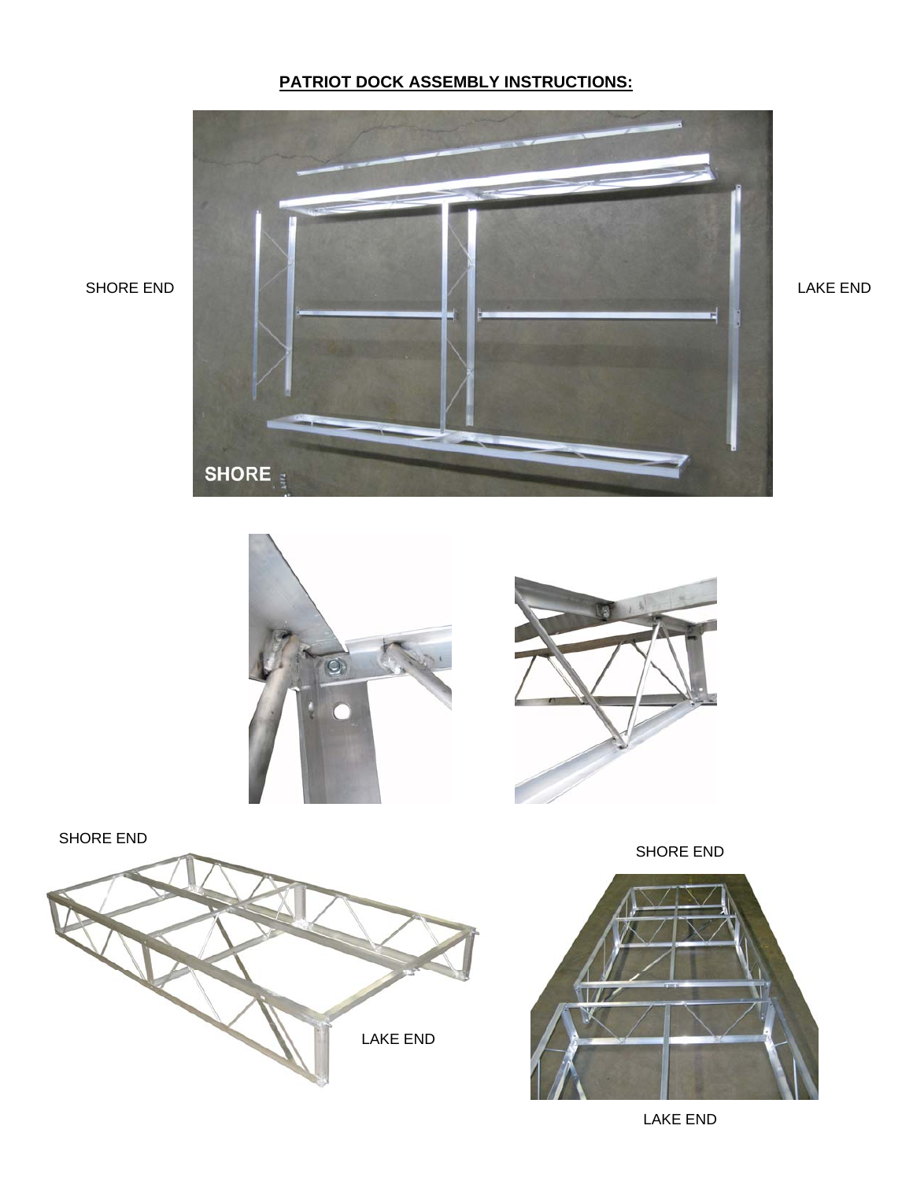**PATRIOT DOCK ASSEMBLY INSTRUCTIONS:**

SHORE END

LAKE END

SHORE END

LAKE END

SHORE END

LAKE END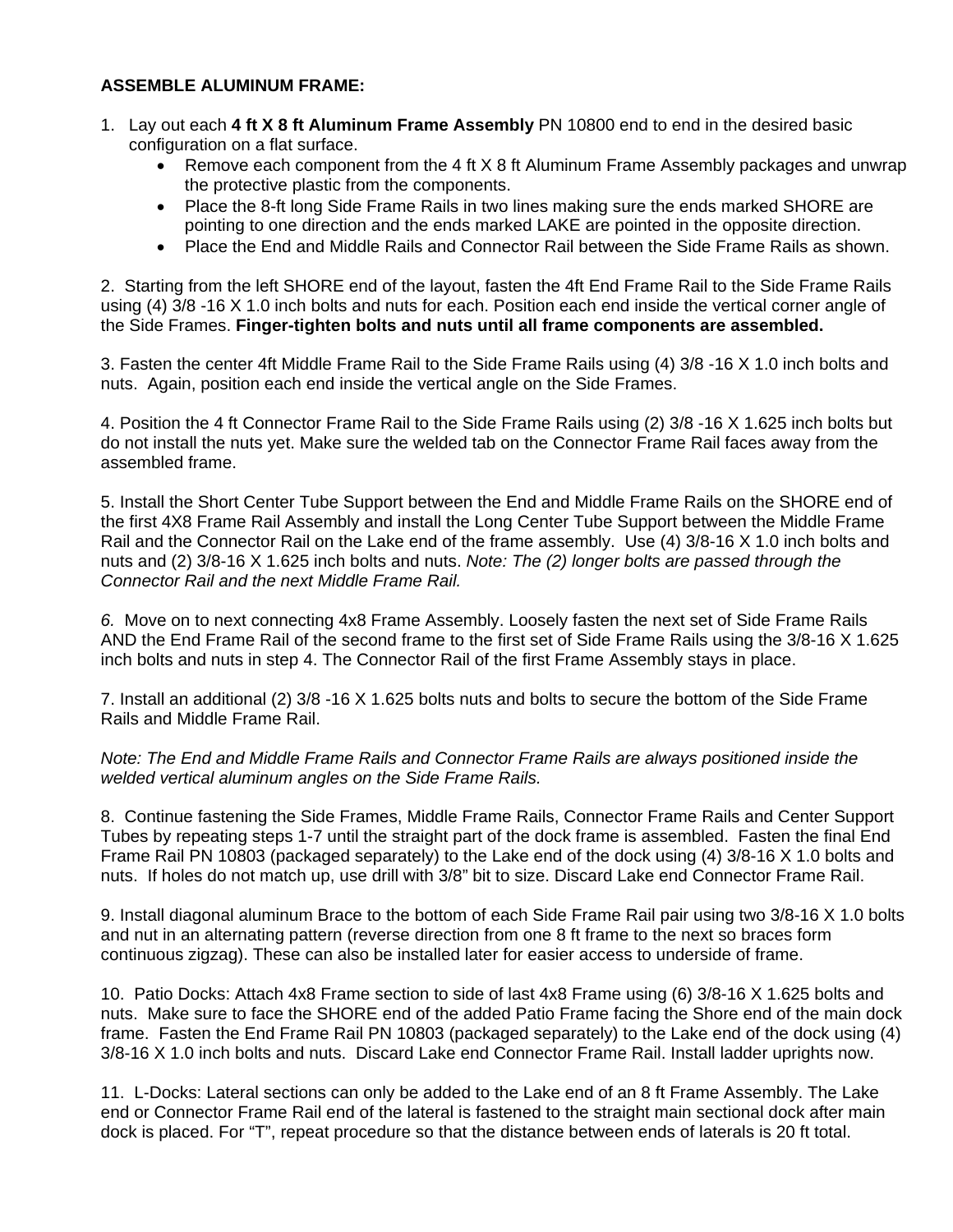**ASSEMBLE ALUMINUM FRAME:**

1. Lay out each **4 ft X 8 ft Aluminum Frame Assembly** PN 10800 end to end in the desired basic configuration on a flat surface.
    - Remove each component from the 4 ft X 8 ft Aluminum Frame Assembly packages and unwrap the protective plastic from the components.
    - Place the 8-ft long Side Frame Rails in two lines making sure the ends marked SHORE are pointing to one direction and the ends marked LAKE are pointed in the opposite direction.
    - Place the End and Middle Rails and Connector Rail between the Side Frame Rails as shown.

2. Starting from the left SHORE end of the layout, fasten the 4ft End Frame Rail to the Side Frame Rails using (4) 3/8 -16 X 1.0 inch bolts and nuts for each. Position each end inside the vertical corner angle of the Side Frames. **Finger-tighten bolts and nuts until all frame components are assembled.**

3. Fasten the center 4ft Middle Frame Rail to the Side Frame Rails using (4) 3/8 -16 X 1.0 inch bolts and nuts. Again, position each end inside the vertical angle on the Side Frames.

4. Position the 4 ft Connector Frame Rail to the Side Frame Rails using (2) 3/8 -16 X 1.625 inch bolts but do not install the nuts yet. Make sure the welded tab on the Connector Frame Rail faces away from the assembled frame.

5. Install the Short Center Tube Support between the End and Middle Frame Rails on the SHORE end of the first 4X8 Frame Rail Assembly and install the Long Center Tube Support between the Middle Frame Rail and the Connector Rail on the Lake end of the frame assembly. Use (4) 3/8-16 X 1.0 inch bolts and nuts and (2) 3/8-16 X 1.625 inch bolts and nuts. *Note: The (2) longer bolts are passed through the Connector Rail and the next Middle Frame Rail.*

*6.* Move on to next connecting 4x8 Frame Assembly. Loosely fasten the next set of Side Frame Rails AND the End Frame Rail of the second frame to the first set of Side Frame Rails using the 3/8-16 X 1.625 inch bolts and nuts in step 4. The Connector Rail of the first Frame Assembly stays in place.

7. Install an additional (2) 3/8 -16 X 1.625 bolts nuts and bolts to secure the bottom of the Side Frame Rails and Middle Frame Rail.

*Note: The End and Middle Frame Rails and Connector Frame Rails are always positioned inside the welded vertical aluminum angles on the Side Frame Rails.*

8. Continue fastening the Side Frames, Middle Frame Rails, Connector Frame Rails and Center Support Tubes by repeating steps 1-7 until the straight part of the dock frame is assembled. Fasten the final End Frame Rail PN 10803 (packaged separately) to the Lake end of the dock using (4) 3/8-16 X 1.0 bolts and nuts. If holes do not match up, use drill with 3/8" bit to size. Discard Lake end Connector Frame Rail.

9. Install diagonal aluminum Brace to the bottom of each Side Frame Rail pair using two 3/8-16 X 1.0 bolts and nut in an alternating pattern (reverse direction from one 8 ft frame to the next so braces form continuous zigzag). These can also be installed later for easier access to underside of frame.

10. Patio Docks: Attach 4x8 Frame section to side of last 4x8 Frame using (6) 3/8-16 X 1.625 bolts and nuts. Make sure to face the SHORE end of the added Patio Frame facing the Shore end of the main dock frame. Fasten the End Frame Rail PN 10803 (packaged separately) to the Lake end of the dock using (4) 3/8-16 X 1.0 inch bolts and nuts. Discard Lake end Connector Frame Rail. Install ladder uprights now.

11. L-Docks: Lateral sections can only be added to the Lake end of an 8 ft Frame Assembly. The Lake end or Connector Frame Rail end of the lateral is fastened to the straight main sectional dock after main dock is placed. For "T", repeat procedure so that the distance between ends of laterals is 20 ft total.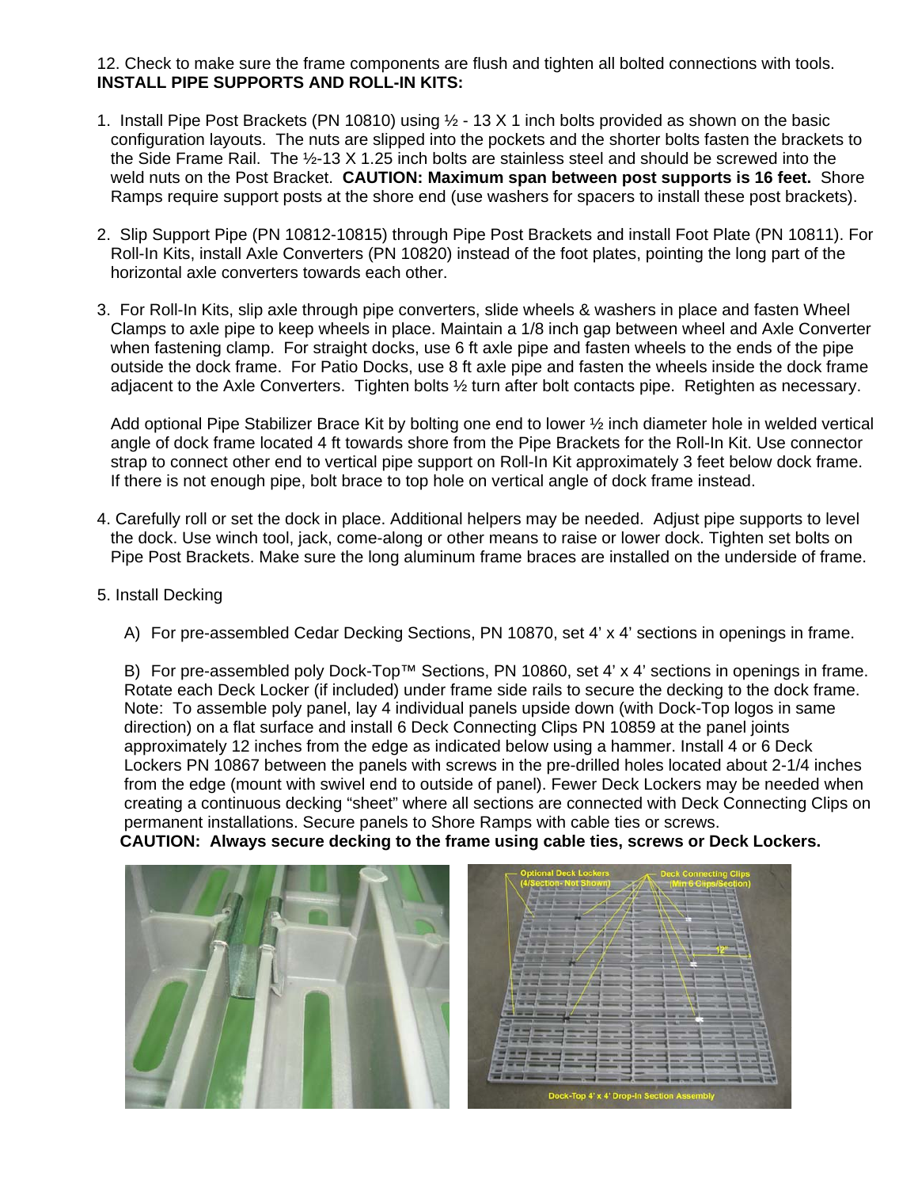12. Check to make sure the frame components are flush and tighten all bolted connections with tools.

**INSTALL PIPE SUPPORTS AND ROLL-IN KITS:**

1. Install Pipe Post Brackets (PN 10810) using ½ - 13 X 1 inch bolts provided as shown on the basic configuration layouts. The nuts are slipped into the pockets and the shorter bolts fasten the brackets to the Side Frame Rail. The ½-13 X 1.25 inch bolts are stainless steel and should be screwed into the weld nuts on the Post Bracket. **CAUTION: Maximum span between post supports is 16 feet.** Shore Ramps require support posts at the shore end (use washers for spacers to install these post brackets).

2. Slip Support Pipe (PN 10812-10815) through Pipe Post Brackets and install Foot Plate (PN 10811). For Roll-In Kits, install Axle Converters (PN 10820) instead of the foot plates, pointing the long part of the horizontal axle converters towards each other.

3. For Roll-In Kits, slip axle through pipe converters, slide wheels & washers in place and fasten Wheel Clamps to axle pipe to keep wheels in place. Maintain a 1/8 inch gap between wheel and Axle Converter when fastening clamp. For straight docks, use 6 ft axle pipe and fasten wheels to the ends of the pipe outside the dock frame. For Patio Docks, use 8 ft axle pipe and fasten the wheels inside the dock frame adjacent to the Axle Converters. Tighten bolts ½ turn after bolt contacts pipe. Retighten as necessary.

   Add optional Pipe Stabilizer Brace Kit by bolting one end to lower ½ inch diameter hole in welded vertical angle of dock frame located 4 ft towards shore from the Pipe Brackets for the Roll-In Kit. Use connector strap to connect other end to vertical pipe support on Roll-In Kit approximately 3 feet below dock frame. If there is not enough pipe, bolt brace to top hole on vertical angle of dock frame instead.

4. Carefully roll or set the dock in place. Additional helpers may be needed. Adjust pipe supports to level the dock. Use winch tool, jack, come-along or other means to raise or lower dock. Tighten set bolts on Pipe Post Brackets. Make sure the long aluminum frame braces are installed on the underside of frame.

5. Install Decking

   A) For pre-assembled Cedar Decking Sections, PN 10870, set 4' x 4' sections in openings in frame.

   B) For pre-assembled poly Dock-Top™ Sections, PN 10860, set 4' x 4' sections in openings in frame. Rotate each Deck Locker (if included) under frame side rails to secure the decking to the dock frame. Note: To assemble poly panel, lay 4 individual panels upside down (with Dock-Top logos in same direction) on a flat surface and install 6 Deck Connecting Clips PN 10859 at the panel joints approximately 12 inches from the edge as indicated below using a hammer. Install 4 or 6 Deck Lockers PN 10867 between the panels with screws in the pre-drilled holes located about 2-1/4 inches from the edge (mount with swivel end to outside of panel). Fewer Deck Lockers may be needed when creating a continuous decking "sheet" where all sections are connected with Deck Connecting Clips on permanent installations. Secure panels to Shore Ramps with cable ties or screws.

   **CAUTION: Always secure decking to the frame using cable ties, screws or Deck Lockers.**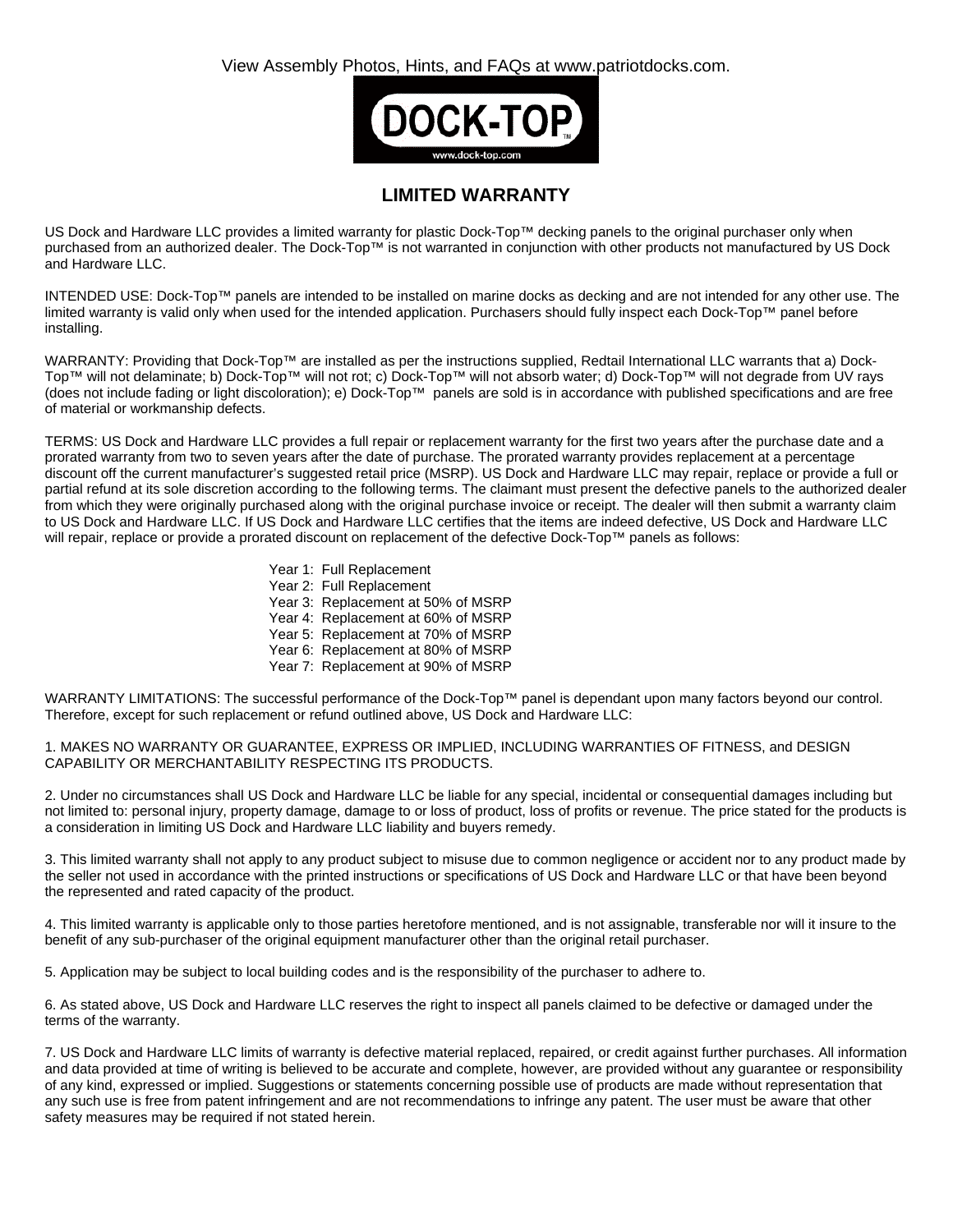View Assembly Photos, Hints, and FAQs at www.patriotdocks.com.

DOCK-TOP™

www.dock-top.com

## LIMITED WARRANTY

US Dock and Hardware LLC provides a limited warranty for plastic Dock-Top™ decking panels to the original purchaser only when purchased from an authorized dealer. The Dock-Top™ is not warranted in conjunction with other products not manufactured by US Dock and Hardware LLC.

INTENDED USE: Dock-Top™ panels are intended to be installed on marine docks as decking and are not intended for any other use. The limited warranty is valid only when used for the intended application. Purchasers should fully inspect each Dock-Top™ panel before installing.

WARRANTY: Providing that Dock-Top™ are installed as per the instructions supplied, Redtail International LLC warrants that a) Dock-Top™ will not delaminate; b) Dock-Top™ will not rot; c) Dock-Top™ will not absorb water; d) Dock-Top™ will not degrade from UV rays (does not include fading or light discoloration); e) Dock-Top™ panels are sold is in accordance with published specifications and are free of material or workmanship defects.

TERMS: US Dock and Hardware LLC provides a full repair or replacement warranty for the first two years after the purchase date and a prorated warranty from two to seven years after the date of purchase. The prorated warranty provides replacement at a percentage discount off the current manufacturer's suggested retail price (MSRP). US Dock and Hardware LLC may repair, replace or provide a full or partial refund at its sole discretion according to the following terms. The claimant must present the defective panels to the authorized dealer from which they were originally purchased along with the original purchase invoice or receipt. The dealer will then submit a warranty claim to US Dock and Hardware LLC. If US Dock and Hardware LLC certifies that the items are indeed defective, US Dock and Hardware LLC will repair, replace or provide a prorated discount on replacement of the defective Dock-Top™ panels as follows:

Year 1: Full Replacement
Year 2: Full Replacement
Year 3: Replacement at 50% of MSRP
Year 4: Replacement at 60% of MSRP
Year 5: Replacement at 70% of MSRP
Year 6: Replacement at 80% of MSRP
Year 7: Replacement at 90% of MSRP

WARRANTY LIMITATIONS: The successful performance of the Dock-Top™ panel is dependant upon many factors beyond our control. Therefore, except for such replacement or refund outlined above, US Dock and Hardware LLC:

1. MAKES NO WARRANTY OR GUARANTEE, EXPRESS OR IMPLIED, INCLUDING WARRANTIES OF FITNESS, and DESIGN CAPABILITY OR MERCHANTABILITY RESPECTING ITS PRODUCTS.

2. Under no circumstances shall US Dock and Hardware LLC be liable for any special, incidental or consequential damages including but not limited to: personal injury, property damage, damage to or loss of product, loss of profits or revenue. The price stated for the products is a consideration in limiting US Dock and Hardware LLC liability and buyers remedy.

3. This limited warranty shall not apply to any product subject to misuse due to common negligence or accident nor to any product made by the seller not used in accordance with the printed instructions or specifications of US Dock and Hardware LLC or that have been beyond the represented and rated capacity of the product.

4. This limited warranty is applicable only to those parties heretofore mentioned, and is not assignable, transferable nor will it insure to the benefit of any sub-purchaser of the original equipment manufacturer other than the original retail purchaser.

5. Application may be subject to local building codes and is the responsibility of the purchaser to adhere to.

6. As stated above, US Dock and Hardware LLC reserves the right to inspect all panels claimed to be defective or damaged under the terms of the warranty.

7. US Dock and Hardware LLC limits of warranty is defective material replaced, repaired, or credit against further purchases. All information and data provided at time of writing is believed to be accurate and complete, however, are provided without any guarantee or responsibility of any kind, expressed or implied. Suggestions or statements concerning possible use of products are made without representation that any such use is free from patent infringement and are not recommendations to infringe any patent. The user must be aware that other safety measures may be required if not stated herein.